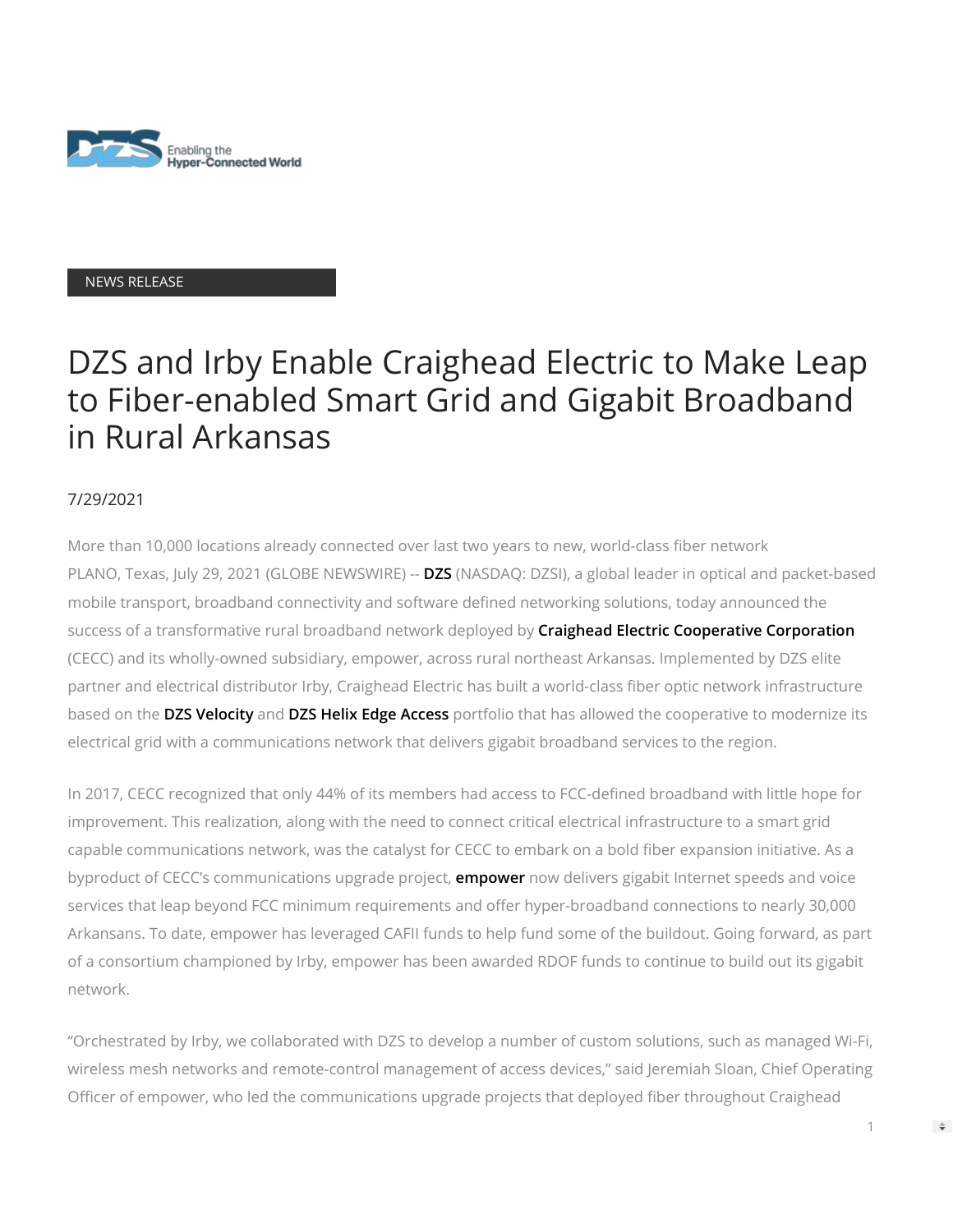NEWS RELEASE

# DZS and Irby Enable Craighead Electric to Make Leap to Fiber-enabled Smart Grid and Gigabit Broadband in Rural Arkansas

7/29/2021

More than 10,000 locations already connected over last two years to new, world-class fiber network
PLANO, Texas, July 29, 2021 (GLOBE NEWSWIRE) -- **DZS** (NASDAQ: DZSI), a global leader in optical and packet-based mobile transport, broadband connectivity and software defined networking solutions, today announced the success of a transformative rural broadband network deployed by **Craighead Electric Cooperative Corporation** (CECC) and its wholly-owned subsidiary, empower, across rural northeast Arkansas. Implemented by DZS elite partner and electrical distributor Irby, Craighead Electric has built a world-class fiber optic network infrastructure based on the **DZS Velocity** and **DZS Helix Edge Access** portfolio that has allowed the cooperative to modernize its electrical grid with a communications network that delivers gigabit broadband services to the region.

In 2017, CECC recognized that only 44% of its members had access to FCC-defined broadband with little hope for improvement. This realization, along with the need to connect critical electrical infrastructure to a smart grid capable communications network, was the catalyst for CECC to embark on a bold fiber expansion initiative. As a byproduct of CECC's communications upgrade project, **empower** now delivers gigabit Internet speeds and voice services that leap beyond FCC minimum requirements and offer hyper-broadband connections to nearly 30,000 Arkansans. To date, empower has leveraged CAFII funds to help fund some of the buildout. Going forward, as part of a consortium championed by Irby, empower has been awarded RDOF funds to continue to build out its gigabit network.

"Orchestrated by Irby, we collaborated with DZS to develop a number of custom solutions, such as managed Wi-Fi, wireless mesh networks and remote-control management of access devices," said Jeremiah Sloan, Chief Operating Officer of empower, who led the communications upgrade projects that deployed fiber throughout Craighead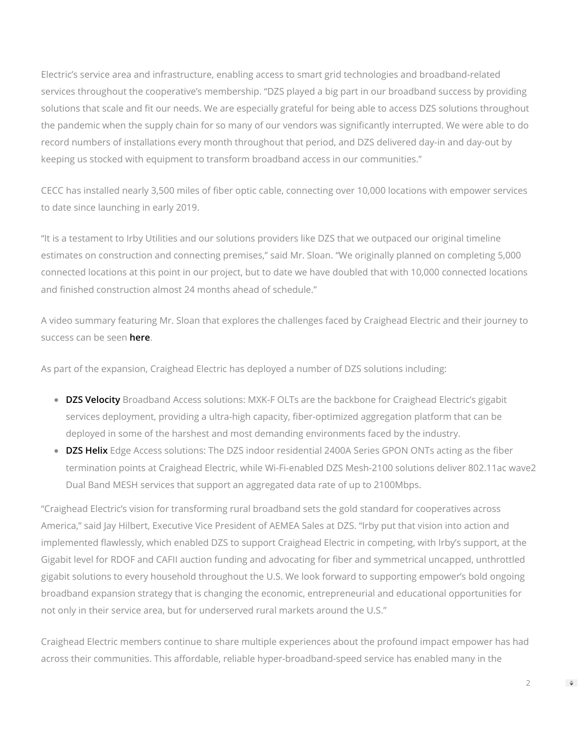Electric's service area and infrastructure, enabling access to smart grid technologies and broadband-related services throughout the cooperative's membership. "DZS played a big part in our broadband success by providing solutions that scale and fit our needs. We are especially grateful for being able to access DZS solutions throughout the pandemic when the supply chain for so many of our vendors was significantly interrupted. We were able to do record numbers of installations every month throughout that period, and DZS delivered day-in and day-out by keeping us stocked with equipment to transform broadband access in our communities."

CECC has installed nearly 3,500 miles of fiber optic cable, connecting over 10,000 locations with empower services to date since launching in early 2019.

"It is a testament to Irby Utilities and our solutions providers like DZS that we outpaced our original timeline estimates on construction and connecting premises," said Mr. Sloan. "We originally planned on completing 5,000 connected locations at this point in our project, but to date we have doubled that with 10,000 connected locations and finished construction almost 24 months ahead of schedule."

A video summary featuring Mr. Sloan that explores the challenges faced by Craighead Electric and their journey to success can be seen **here**.

As part of the expansion, Craighead Electric has deployed a number of DZS solutions including:

- **DZS Velocity** Broadband Access solutions: MXK-F OLTs are the backbone for Craighead Electric's gigabit services deployment, providing a ultra-high capacity, fiber-optimized aggregation platform that can be deployed in some of the harshest and most demanding environments faced by the industry.
- **DZS Helix** Edge Access solutions: The DZS indoor residential 2400A Series GPON ONTs acting as the fiber termination points at Craighead Electric, while Wi-Fi-enabled DZS Mesh-2100 solutions deliver 802.11ac wave2 Dual Band MESH services that support an aggregated data rate of up to 2100Mbps.

"Craighead Electric's vision for transforming rural broadband sets the gold standard for cooperatives across America," said Jay Hilbert, Executive Vice President of AEMEA Sales at DZS. "Irby put that vision into action and implemented flawlessly, which enabled DZS to support Craighead Electric in competing, with Irby's support, at the Gigabit level for RDOF and CAFII auction funding and advocating for fiber and symmetrical uncapped, unthrottled gigabit solutions to every household throughout the U.S. We look forward to supporting empower's bold ongoing broadband expansion strategy that is changing the economic, entrepreneurial and educational opportunities for not only in their service area, but for underserved rural markets around the U.S."

Craighead Electric members continue to share multiple experiences about the profound impact empower has had across their communities. This affordable, reliable hyper-broadband-speed service has enabled many in the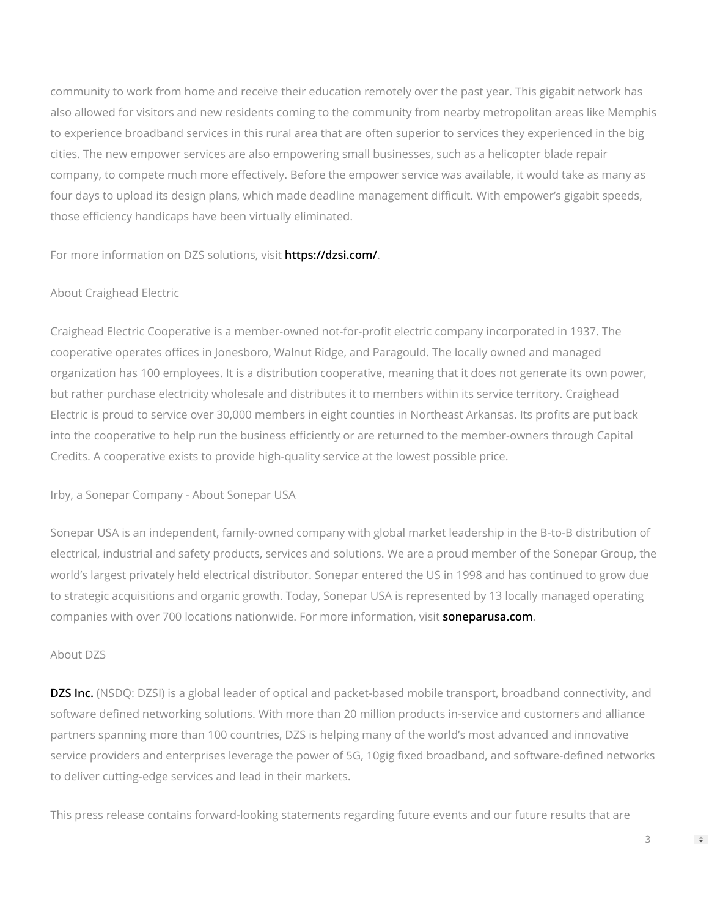community to work from home and receive their education remotely over the past year. This gigabit network has also allowed for visitors and new residents coming to the community from nearby metropolitan areas like Memphis to experience broadband services in this rural area that are often superior to services they experienced in the big cities. The new empower services are also empowering small businesses, such as a helicopter blade repair company, to compete much more effectively. Before the empower service was available, it would take as many as four days to upload its design plans, which made deadline management difficult. With empower's gigabit speeds, those efficiency handicaps have been virtually eliminated.

For more information on DZS solutions, visit **https://dzsi.com/**.

About Craighead Electric

Craighead Electric Cooperative is a member-owned not-for-profit electric company incorporated in 1937. The cooperative operates offices in Jonesboro, Walnut Ridge, and Paragould. The locally owned and managed organization has 100 employees. It is a distribution cooperative, meaning that it does not generate its own power, but rather purchase electricity wholesale and distributes it to members within its service territory. Craighead Electric is proud to service over 30,000 members in eight counties in Northeast Arkansas. Its profits are put back into the cooperative to help run the business efficiently or are returned to the member-owners through Capital Credits. A cooperative exists to provide high-quality service at the lowest possible price.

Irby, a Sonepar Company - About Sonepar USA

Sonepar USA is an independent, family-owned company with global market leadership in the B-to-B distribution of electrical, industrial and safety products, services and solutions. We are a proud member of the Sonepar Group, the world's largest privately held electrical distributor. Sonepar entered the US in 1998 and has continued to grow due to strategic acquisitions and organic growth. Today, Sonepar USA is represented by 13 locally managed operating companies with over 700 locations nationwide. For more information, visit **soneparusa.com**.

About DZS

**DZS Inc.** (NSDQ: DZSI) is a global leader of optical and packet-based mobile transport, broadband connectivity, and software defined networking solutions. With more than 20 million products in-service and customers and alliance partners spanning more than 100 countries, DZS is helping many of the world's most advanced and innovative service providers and enterprises leverage the power of 5G, 10gig fixed broadband, and software-defined networks to deliver cutting-edge services and lead in their markets.

This press release contains forward-looking statements regarding future events and our future results that are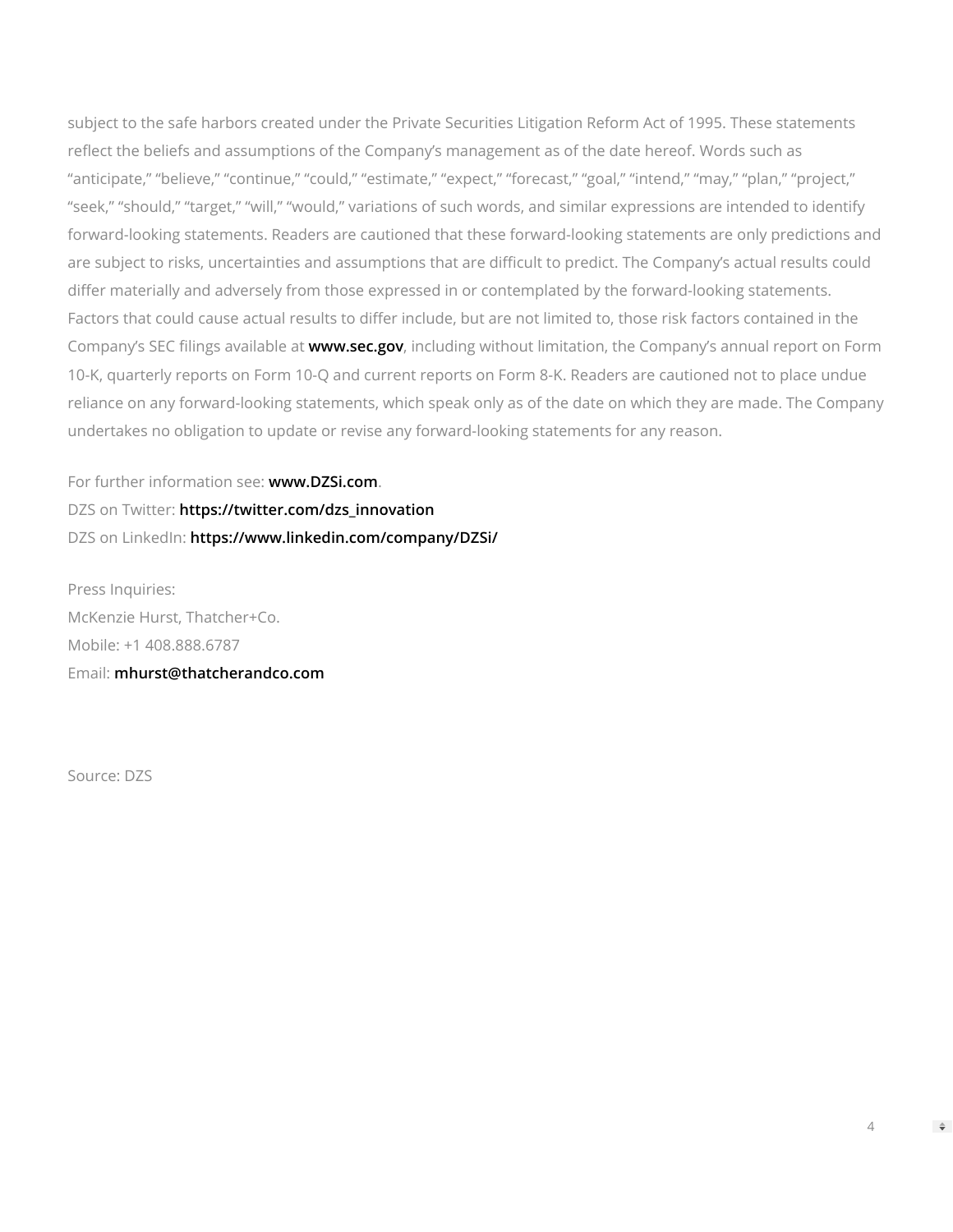subject to the safe harbors created under the Private Securities Litigation Reform Act of 1995. These statements reflect the beliefs and assumptions of the Company's management as of the date hereof. Words such as "anticipate," "believe," "continue," "could," "estimate," "expect," "forecast," "goal," "intend," "may," "plan," "project," "seek," "should," "target," "will," "would," variations of such words, and similar expressions are intended to identify forward-looking statements. Readers are cautioned that these forward-looking statements are only predictions and are subject to risks, uncertainties and assumptions that are difficult to predict. The Company's actual results could differ materially and adversely from those expressed in or contemplated by the forward-looking statements. Factors that could cause actual results to differ include, but are not limited to, those risk factors contained in the Company's SEC filings available at **www.sec.gov**, including without limitation, the Company's annual report on Form 10-K, quarterly reports on Form 10-Q and current reports on Form 8-K. Readers are cautioned not to place undue reliance on any forward-looking statements, which speak only as of the date on which they are made. The Company undertakes no obligation to update or revise any forward-looking statements for any reason.

For further information see: **www.DZSi.com**.
DZS on Twitter: **https://twitter.com/dzs_innovation**
DZS on LinkedIn: **https://www.linkedin.com/company/DZSi/**

Press Inquiries:
McKenzie Hurst, Thatcher+Co.
Mobile: +1 408.888.6787
Email: **mhurst@thatcherandco.com**

Source: DZS